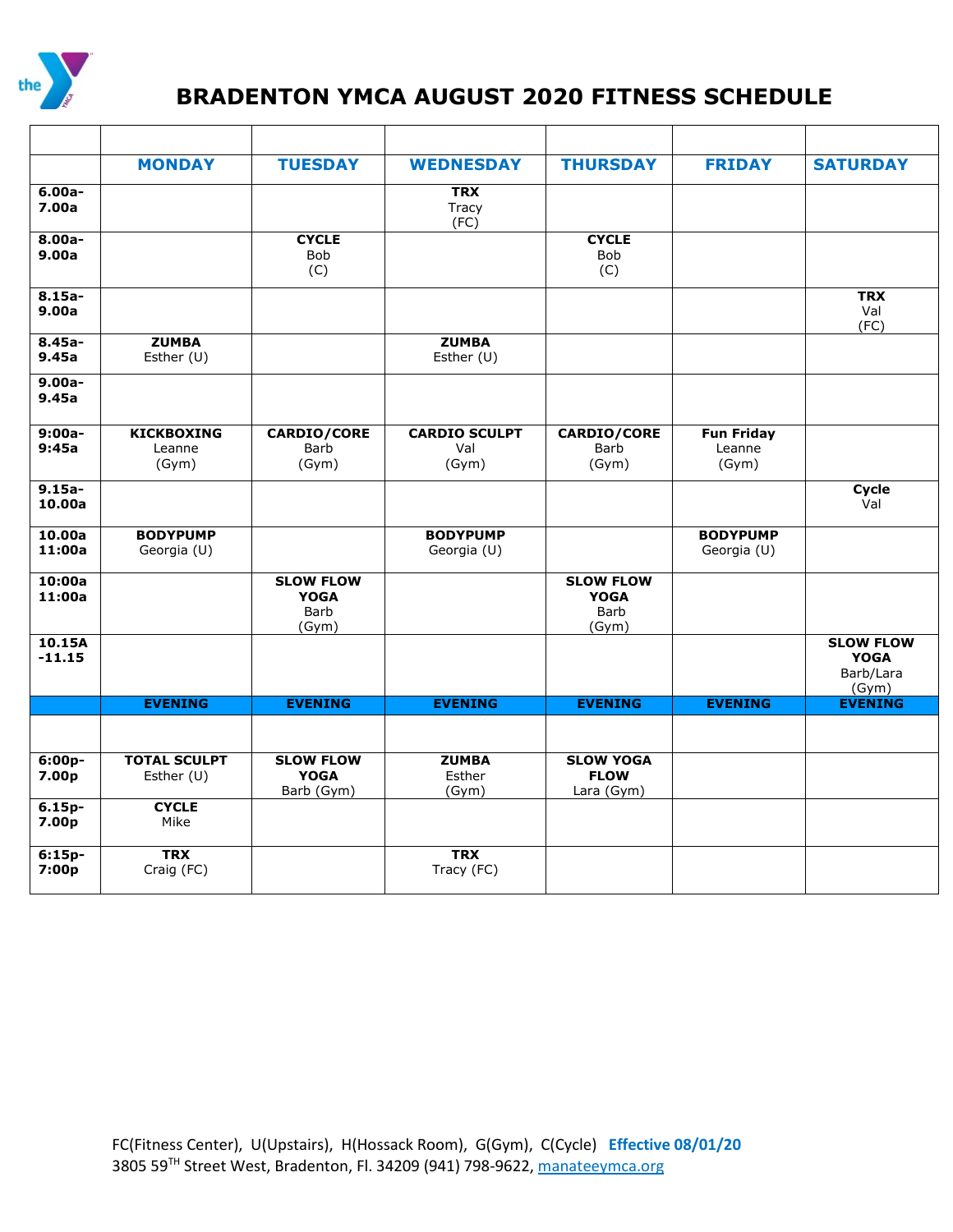# BRADENTON YMCA AUGUST 2020 FITNESS SCHEDULE

| | MONDAY | TUESDAY | WEDNESDAY | THURSDAY | FRIDAY | SATURDAY |
|---|---|---|---|---|---|---|
| **6.00a-7.00a** | | | **TRX** Tracy (FC) | | | |
| **8.00a-9.00a** | | **CYCLE** Bob (C) | | **CYCLE** Bob (C) | | |
| **8.15a-9.00a** | | | | | | **TRX** Val (FC) |
| **8.45a-9.45a** | **ZUMBA** Esther (U) | | **ZUMBA** Esther (U) | | | |
| **9.00a-9.45a** | | | | | | |
| **9:00a-9:45a** | **KICKBOXING** Leanne (Gym) | **CARDIO/CORE** Barb (Gym) | **CARDIO SCULPT** Val (Gym) | **CARDIO/CORE** Barb (Gym) | **Fun Friday** Leanne (Gym) | |
| **9.15a-10.00a** | | | | | | **Cycle** Val |
| **10.00a 11:00a** | **BODYPUMP** Georgia (U) | | **BODYPUMP** Georgia (U) | | **BODYPUMP** Georgia (U) | |
| **10:00a 11:00a** | | **SLOW FLOW YOGA** Barb (Gym) | | **SLOW FLOW YOGA** Barb (Gym) | | |
| **10.15A -11.15** | | | | | | **SLOW FLOW YOGA** Barb/Lara (Gym) |
| | **EVENING** | **EVENING** | **EVENING** | **EVENING** | **EVENING** | **EVENING** |
| | | | | | | |
| **6:00p-7.00p** | **TOTAL SCULPT** Esther (U) | **SLOW FLOW YOGA** Barb (Gym) | **ZUMBA** Esther (Gym) | **SLOW YOGA FLOW** Lara (Gym) | | |
| **6.15p-7.00p** | **CYCLE** Mike | | | | | |
| **6:15p-7:00p** | **TRX** Craig (FC) | | **TRX** Tracy (FC) | | | |

FC(Fitness Center), U(Upstairs), H(Hossack Room), G(Gym), C(Cycle) **Effective 08/01/20**
3805 59TH Street West, Bradenton, Fl. 34209 (941) 798-9622, manateeymca.org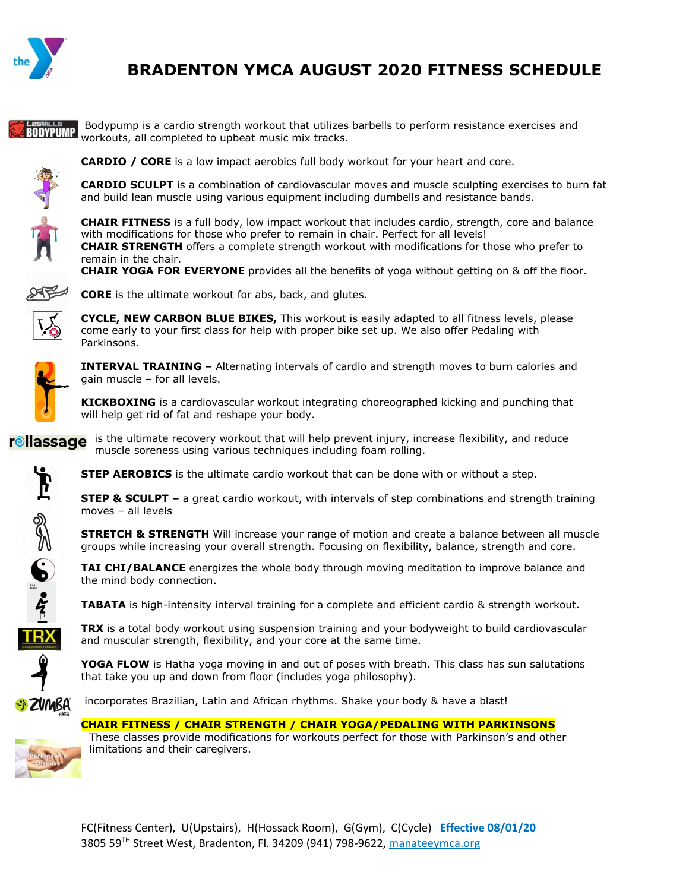# BRADENTON YMCA AUGUST 2020 FITNESS SCHEDULE

BODYPUMP Bodypump is a cardio strength workout that utilizes barbells to perform resistance exercises and workouts, all completed to upbeat music mix tracks.

**CARDIO / CORE** is a low impact aerobics full body workout for your heart and core.

**CARDIO SCULPT** is a combination of cardiovascular moves and muscle sculpting exercises to burn fat and build lean muscle using various equipment including dumbells and resistance bands.

**CHAIR FITNESS** is a full body, low impact workout that includes cardio, strength, core and balance with modifications for those who prefer to remain in chair. Perfect for all levels!
**CHAIR STRENGTH** offers a complete strength workout with modifications for those who prefer to remain in the chair.
**CHAIR YOGA FOR EVERYONE** provides all the benefits of yoga without getting on & off the floor.

**CORE** is the ultimate workout for abs, back, and glutes.

**CYCLE, NEW CARBON BLUE BIKES,** This workout is easily adapted to all fitness levels, please come early to your first class for help with proper bike set up. We also offer Pedaling with Parkinsons.

**INTERVAL TRAINING –** Alternating intervals of cardio and strength moves to burn calories and gain muscle – for all levels.

**KICKBOXING** is a cardiovascular workout integrating choreographed kicking and punching that will help get rid of fat and reshape your body.

**rollassage** is the ultimate recovery workout that will help prevent injury, increase flexibility, and reduce muscle soreness using various techniques including foam rolling.

**STEP AEROBICS** is the ultimate cardio workout that can be done with or without a step.

**STEP & SCULPT –** a great cardio workout, with intervals of step combinations and strength training moves – all levels

**STRETCH & STRENGTH** Will increase your range of motion and create a balance between all muscle groups while increasing your overall strength. Focusing on flexibility, balance, strength and core.

**TAI CHI/BALANCE** energizes the whole body through moving meditation to improve balance and the mind body connection.

**TABATA** is high-intensity interval training for a complete and efficient cardio & strength workout.

**TRX** is a total body workout using suspension training and your bodyweight to build cardiovascular and muscular strength, flexibility, and your core at the same time.

**YOGA FLOW** is Hatha yoga moving in and out of poses with breath. This class has sun salutations that take you up and down from floor (includes yoga philosophy).

**ZUMBA** incorporates Brazilian, Latin and African rhythms. Shake your body & have a blast!

**CHAIR FITNESS / CHAIR STRENGTH / CHAIR YOGA/PEDALING WITH PARKINSONS**
These classes provide modifications for workouts perfect for those with Parkinson's and other limitations and their caregivers.

FC(Fitness Center), U(Upstairs), H(Hossack Room), G(Gym), C(Cycle) **Effective 08/01/20**
3805 59TH Street West, Bradenton, Fl. 34209 (941) 798-9622, manateeymca.org